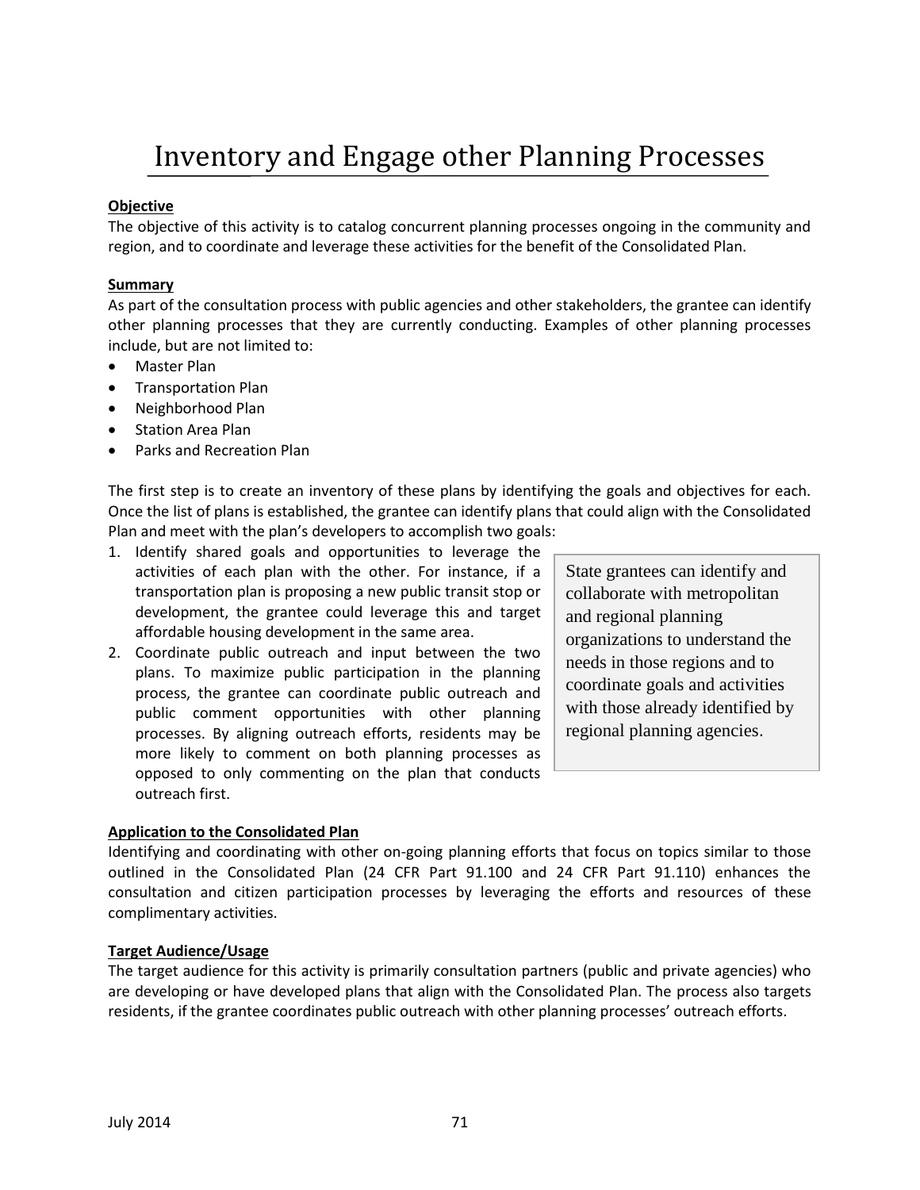# Inventory and Engage other Planning Processes

**Objective**

The objective of this activity is to catalog concurrent planning processes ongoing in the community and region, and to coordinate and leverage these activities for the benefit of the Consolidated Plan.

**Summary**

As part of the consultation process with public agencies and other stakeholders, the grantee can identify other planning processes that they are currently conducting. Examples of other planning processes include, but are not limited to:

- Master Plan
- Transportation Plan
- Neighborhood Plan
- Station Area Plan
- Parks and Recreation Plan

The first step is to create an inventory of these plans by identifying the goals and objectives for each. Once the list of plans is established, the grantee can identify plans that could align with the Consolidated Plan and meet with the plan's developers to accomplish two goals:

1. Identify shared goals and opportunities to leverage the activities of each plan with the other. For instance, if a transportation plan is proposing a new public transit stop or development, the grantee could leverage this and target affordable housing development in the same area.
2. Coordinate public outreach and input between the two plans. To maximize public participation in the planning process, the grantee can coordinate public outreach and public comment opportunities with other planning processes. By aligning outreach efforts, residents may be more likely to comment on both planning processes as opposed to only commenting on the plan that conducts outreach first.

> State grantees can identify and collaborate with metropolitan and regional planning organizations to understand the needs in those regions and to coordinate goals and activities with those already identified by regional planning agencies.

**Application to the Consolidated Plan**

Identifying and coordinating with other on-going planning efforts that focus on topics similar to those outlined in the Consolidated Plan (24 CFR Part 91.100 and 24 CFR Part 91.110) enhances the consultation and citizen participation processes by leveraging the efforts and resources of these complimentary activities.

**Target Audience/Usage**

The target audience for this activity is primarily consultation partners (public and private agencies) who are developing or have developed plans that align with the Consolidated Plan. The process also targets residents, if the grantee coordinates public outreach with other planning processes' outreach efforts.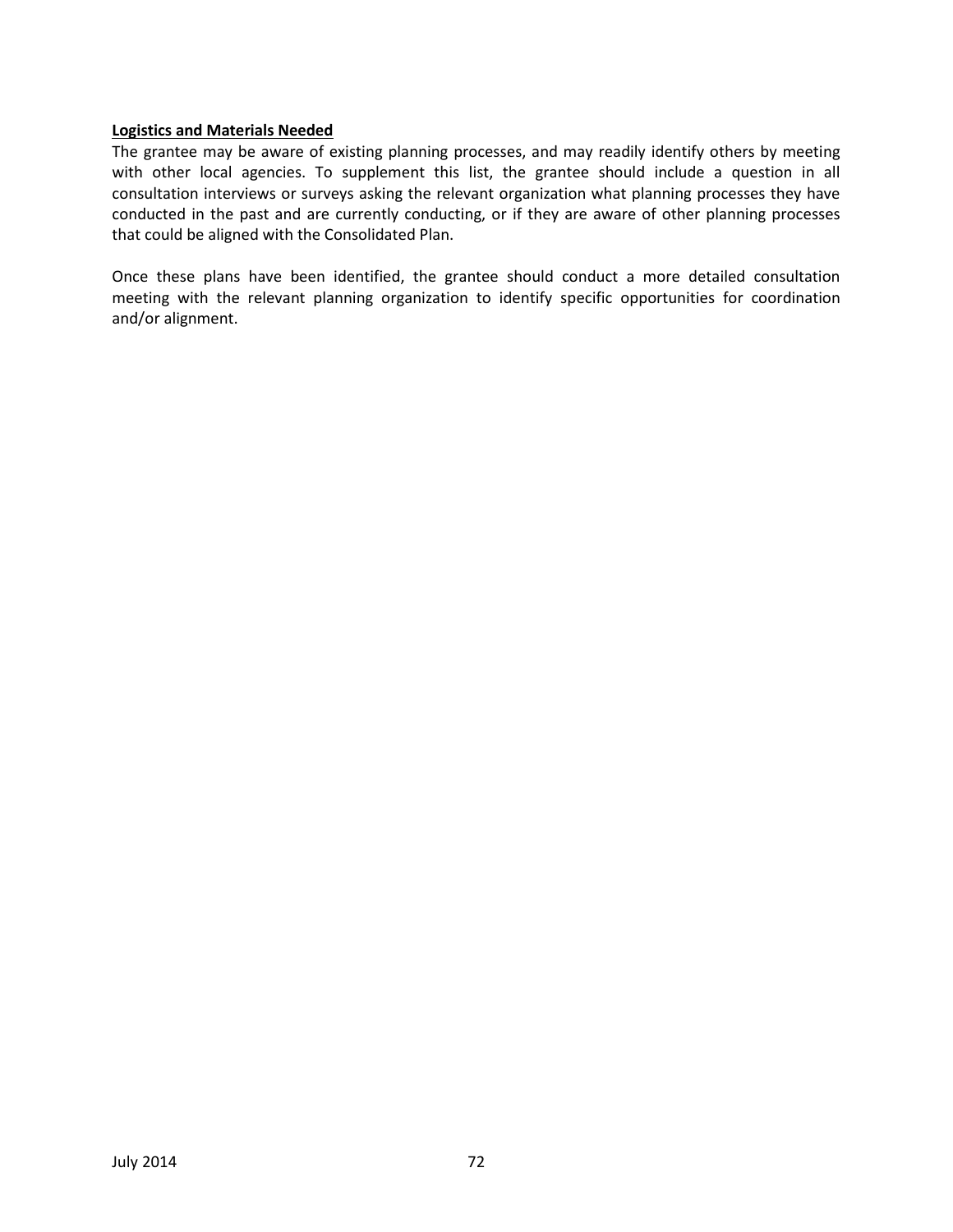**Logistics and Materials Needed**

The grantee may be aware of existing planning processes, and may readily identify others by meeting with other local agencies. To supplement this list, the grantee should include a question in all consultation interviews or surveys asking the relevant organization what planning processes they have conducted in the past and are currently conducting, or if they are aware of other planning processes that could be aligned with the Consolidated Plan.

Once these plans have been identified, the grantee should conduct a more detailed consultation meeting with the relevant planning organization to identify specific opportunities for coordination and/or alignment.